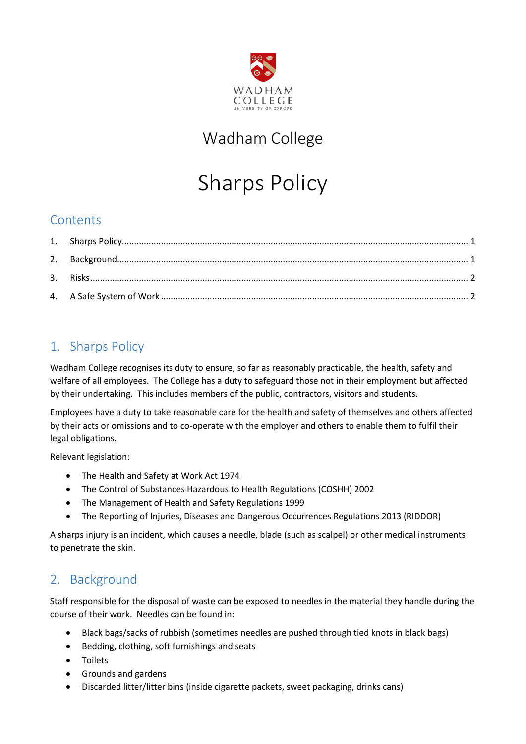WADHAM COLLEGE
UNIVERSITY OF OXFORD

# Wadham College

# Sharps Policy

## Contents

1. Sharps Policy ........................................................ 1
2. Background ........................................................ 1
3. Risks ........................................................ 2
4. A Safe System of Work ........................................................ 2

## 1. Sharps Policy

Wadham College recognises its duty to ensure, so far as reasonably practicable, the health, safety and welfare of all employees. The College has a duty to safeguard those not in their employment but affected by their undertaking. This includes members of the public, contractors, visitors and students.

Employees have a duty to take reasonable care for the health and safety of themselves and others affected by their acts or omissions and to co-operate with the employer and others to enable them to fulfil their legal obligations.

Relevant legislation:

- The Health and Safety at Work Act 1974
- The Control of Substances Hazardous to Health Regulations (COSHH) 2002
- The Management of Health and Safety Regulations 1999
- The Reporting of Injuries, Diseases and Dangerous Occurrences Regulations 2013 (RIDDOR)

A sharps injury is an incident, which causes a needle, blade (such as scalpel) or other medical instruments to penetrate the skin.

## 2. Background

Staff responsible for the disposal of waste can be exposed to needles in the material they handle during the course of their work. Needles can be found in:

- Black bags/sacks of rubbish (sometimes needles are pushed through tied knots in black bags)
- Bedding, clothing, soft furnishings and seats
- Toilets
- Grounds and gardens
- Discarded litter/litter bins (inside cigarette packets, sweet packaging, drinks cans)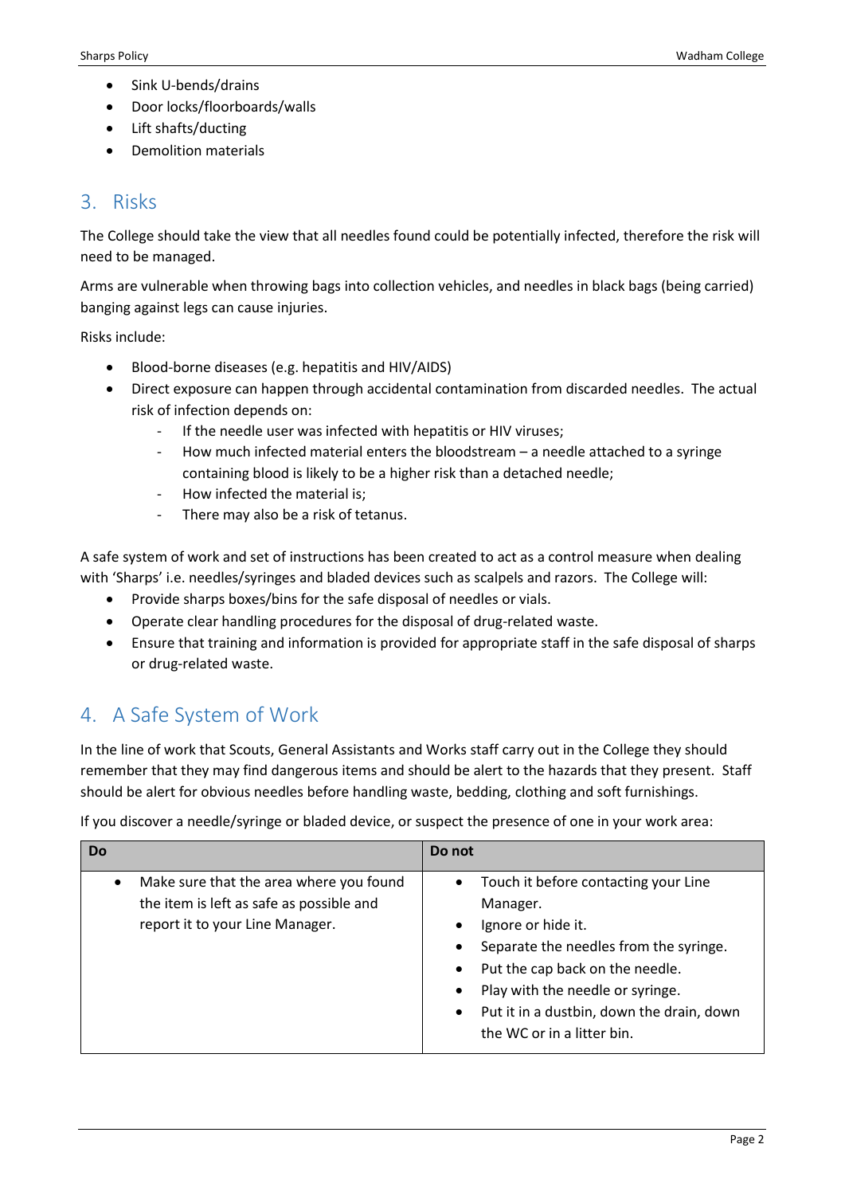- Sink U-bends/drains
- Door locks/floorboards/walls
- Lift shafts/ducting
- Demolition materials

## 3. Risks

The College should take the view that all needles found could be potentially infected, therefore the risk will need to be managed.

Arms are vulnerable when throwing bags into collection vehicles, and needles in black bags (being carried) banging against legs can cause injuries.

Risks include:

- Blood-borne diseases (e.g. hepatitis and HIV/AIDS)
- Direct exposure can happen through accidental contamination from discarded needles. The actual risk of infection depends on:
  - If the needle user was infected with hepatitis or HIV viruses;
  - How much infected material enters the bloodstream – a needle attached to a syringe containing blood is likely to be a higher risk than a detached needle;
  - How infected the material is;
  - There may also be a risk of tetanus.

A safe system of work and set of instructions has been created to act as a control measure when dealing with 'Sharps' i.e. needles/syringes and bladed devices such as scalpels and razors. The College will:

- Provide sharps boxes/bins for the safe disposal of needles or vials.
- Operate clear handling procedures for the disposal of drug-related waste.
- Ensure that training and information is provided for appropriate staff in the safe disposal of sharps or drug-related waste.

## 4. A Safe System of Work

In the line of work that Scouts, General Assistants and Works staff carry out in the College they should remember that they may find dangerous items and should be alert to the hazards that they present. Staff should be alert for obvious needles before handling waste, bedding, clothing and soft furnishings.

If you discover a needle/syringe or bladed device, or suspect the presence of one in your work area:

| Do | Do not |
|---|---|
| • Make sure that the area where you found the item is left as safe as possible and report it to your Line Manager. | • Touch it before contacting your Line Manager.<br>• Ignore or hide it.<br>• Separate the needles from the syringe.<br>• Put the cap back on the needle.<br>• Play with the needle or syringe.<br>• Put it in a dustbin, down the drain, down the WC or in a litter bin. |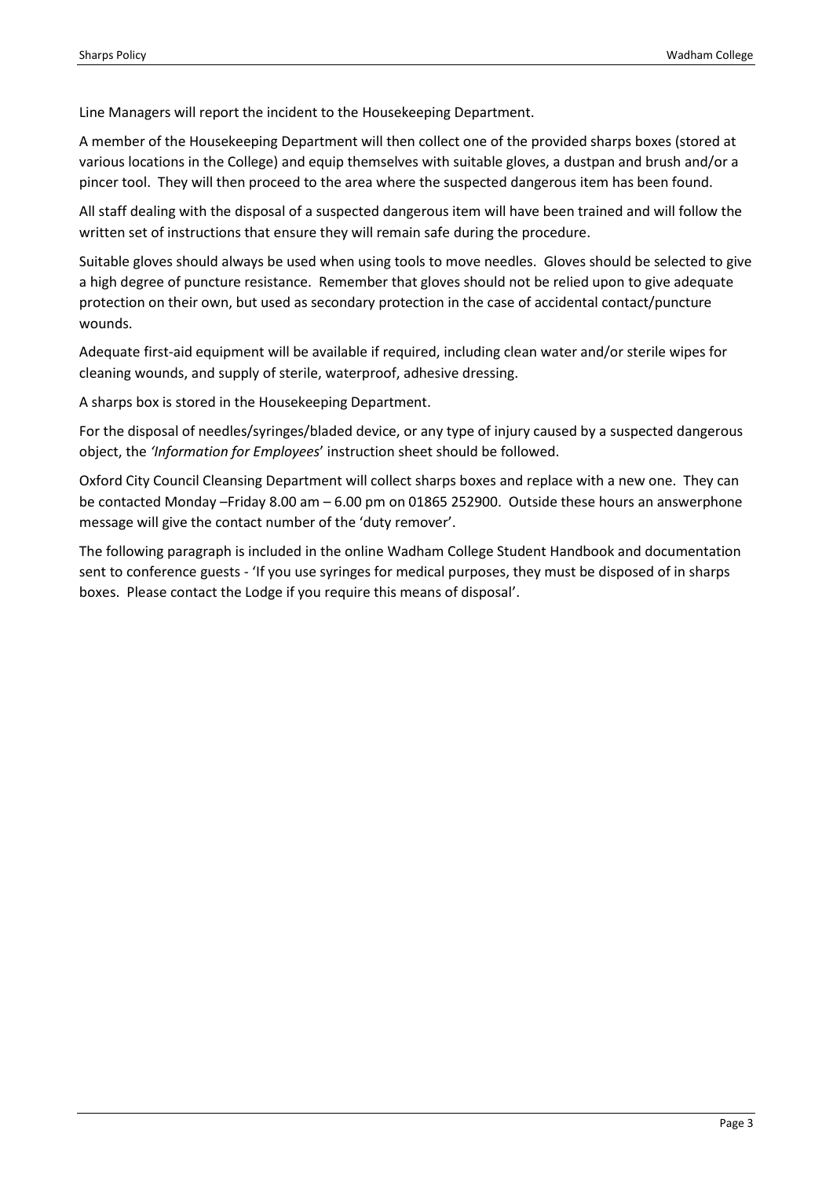Line Managers will report the incident to the Housekeeping Department.

A member of the Housekeeping Department will then collect one of the provided sharps boxes (stored at various locations in the College) and equip themselves with suitable gloves, a dustpan and brush and/or a pincer tool. They will then proceed to the area where the suspected dangerous item has been found.

All staff dealing with the disposal of a suspected dangerous item will have been trained and will follow the written set of instructions that ensure they will remain safe during the procedure.

Suitable gloves should always be used when using tools to move needles. Gloves should be selected to give a high degree of puncture resistance. Remember that gloves should not be relied upon to give adequate protection on their own, but used as secondary protection in the case of accidental contact/puncture wounds.

Adequate first-aid equipment will be available if required, including clean water and/or sterile wipes for cleaning wounds, and supply of sterile, waterproof, adhesive dressing.

A sharps box is stored in the Housekeeping Department.

For the disposal of needles/syringes/bladed device, or any type of injury caused by a suspected dangerous object, the *'Information for Employees*' instruction sheet should be followed.

Oxford City Council Cleansing Department will collect sharps boxes and replace with a new one. They can be contacted Monday –Friday 8.00 am – 6.00 pm on 01865 252900. Outside these hours an answerphone message will give the contact number of the 'duty remover'.

The following paragraph is included in the online Wadham College Student Handbook and documentation sent to conference guests - 'If you use syringes for medical purposes, they must be disposed of in sharps boxes. Please contact the Lodge if you require this means of disposal'.